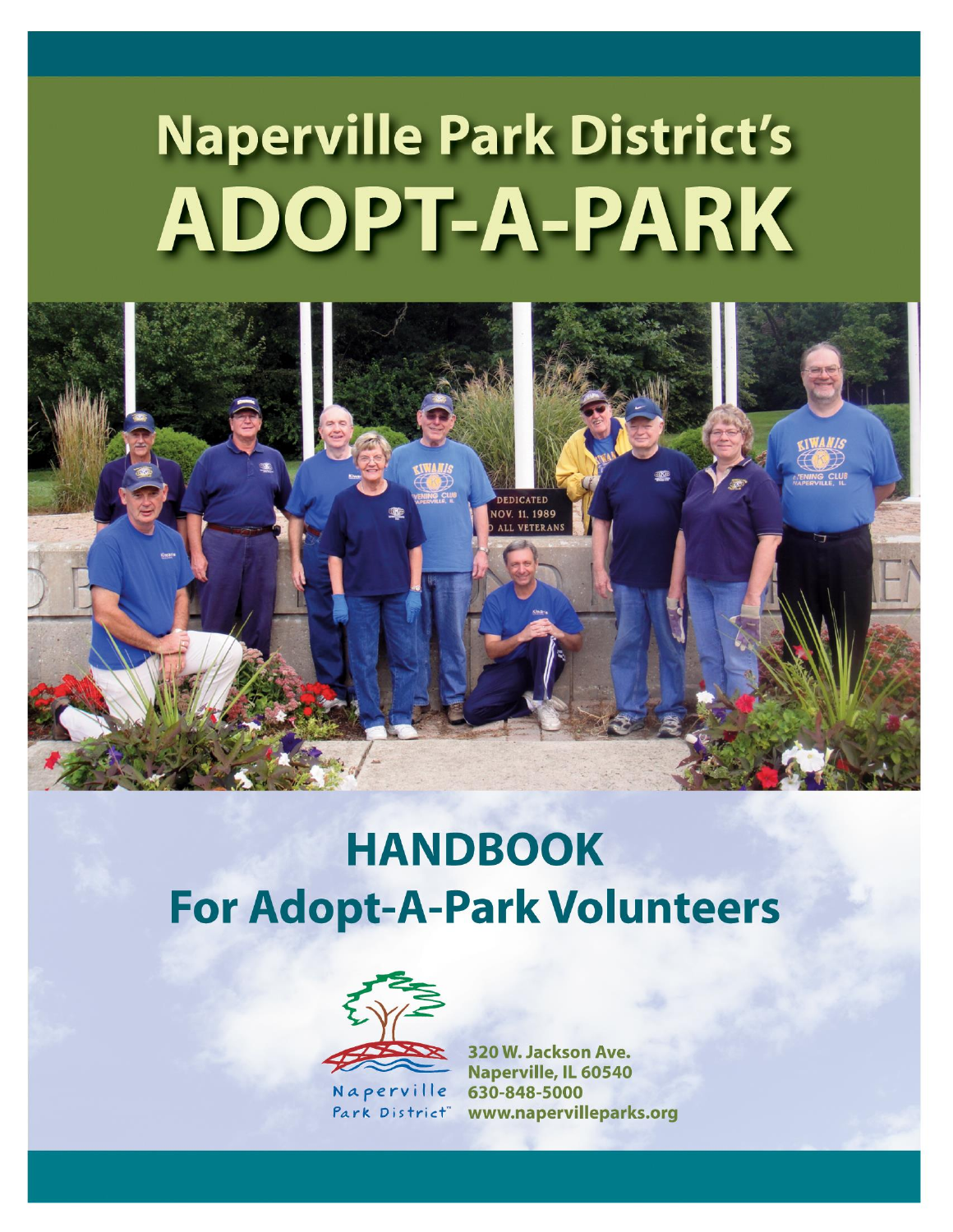# Naperville Park District's ADOPT-A-PARK

## HANDBOOK For Adopt-A-Park Volunteers

Naperville Park District

320 W. Jackson Ave.
Naperville, IL 60540
630-848-5000
www.napervilleparks.org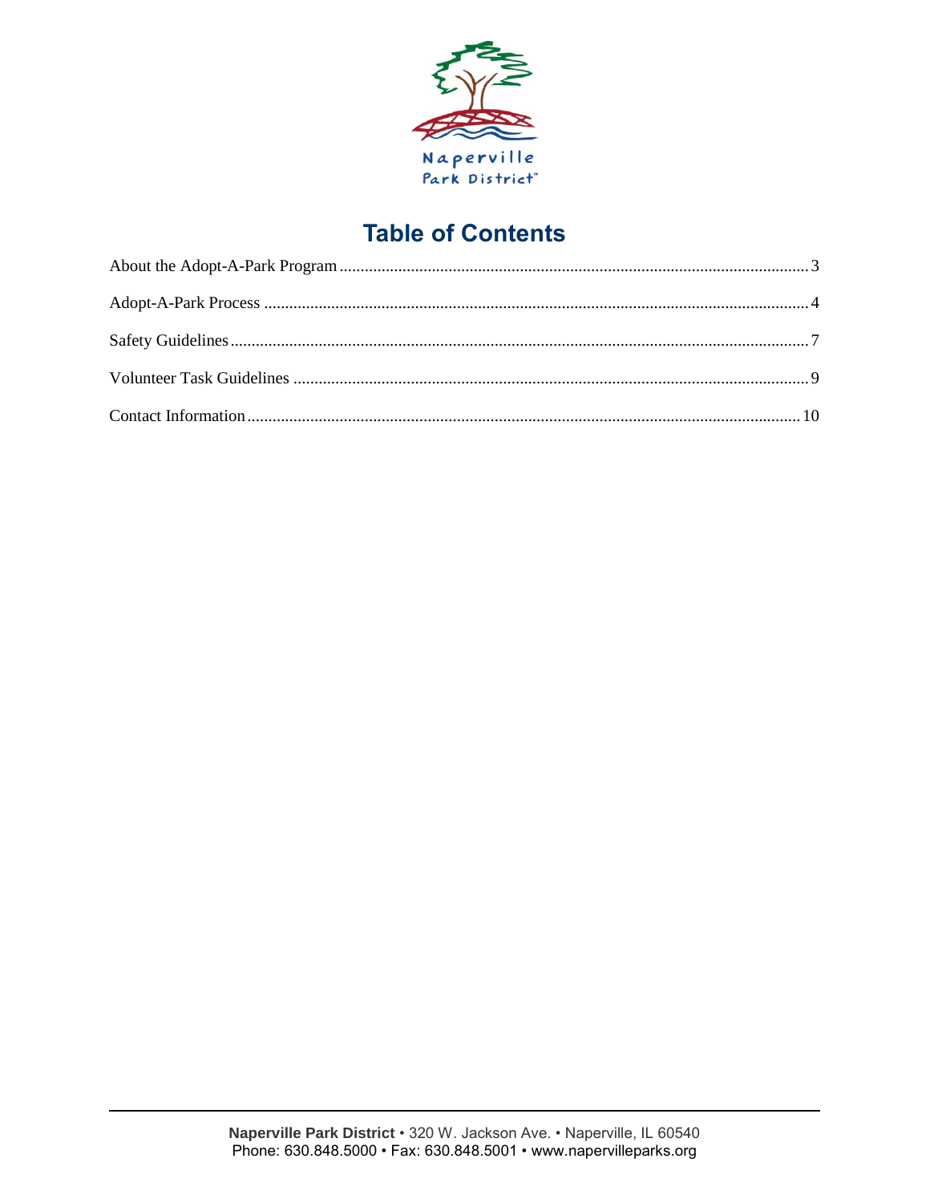# Table of Contents

About the Adopt-A-Park Program ........ 3

Adopt-A-Park Process ........ 4

Safety Guidelines ........ 7

Volunteer Task Guidelines ........ 9

Contact Information ........ 10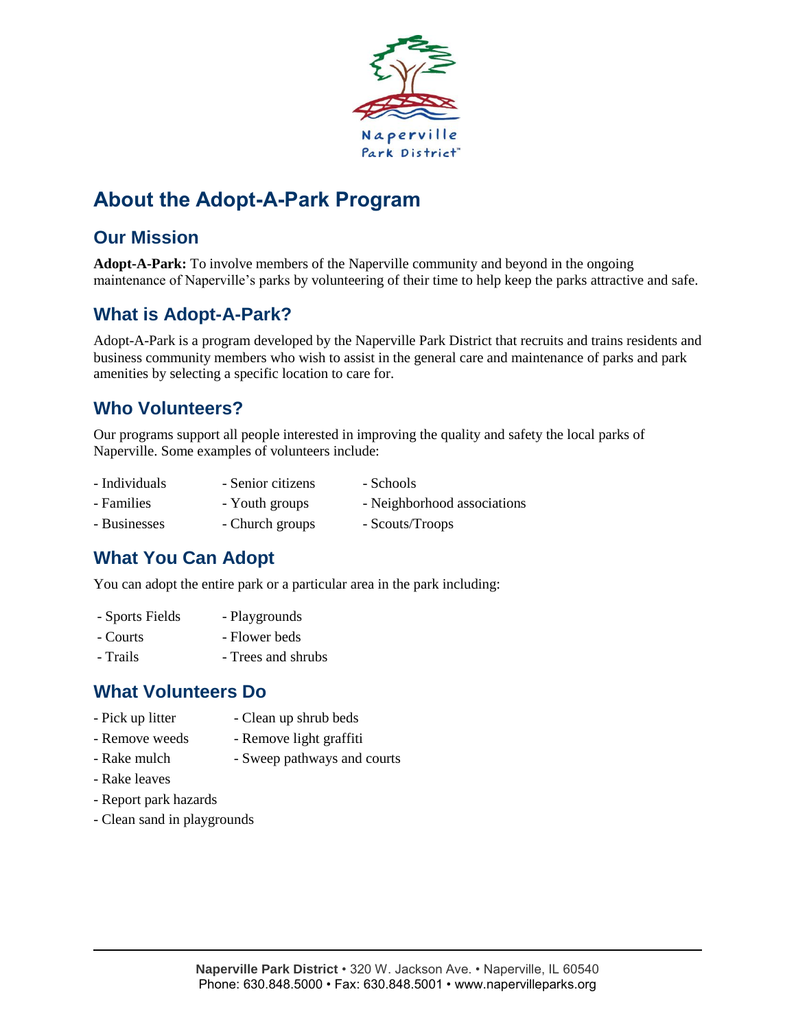# About the Adopt-A-Park Program

## Our Mission

**Adopt-A-Park:** To involve members of the Naperville community and beyond in the ongoing maintenance of Naperville's parks by volunteering of their time to help keep the parks attractive and safe.

## What is Adopt-A-Park?

Adopt-A-Park is a program developed by the Naperville Park District that recruits and trains residents and business community members who wish to assist in the general care and maintenance of parks and park amenities by selecting a specific location to care for.

## Who Volunteers?

Our programs support all people interested in improving the quality and safety the local parks of Naperville. Some examples of volunteers include:

- Individuals
- Families
- Businesses
- Senior citizens
- Youth groups
- Church groups
- Schools
- Neighborhood associations
- Scouts/Troops

## What You Can Adopt

You can adopt the entire park or a particular area in the park including:

- Sports Fields
- Courts
- Trails
- Playgrounds
- Flower beds
- Trees and shrubs

## What Volunteers Do

- Pick up litter
- Remove weeds
- Rake mulch
- Rake leaves
- Report park hazards
- Clean sand in playgrounds
- Clean up shrub beds
- Remove light graffiti
- Sweep pathways and courts

**Naperville Park District** • 320 W. Jackson Ave. • Naperville, IL 60540
Phone: 630.848.5000 • Fax: 630.848.5001 • www.napervilleparks.org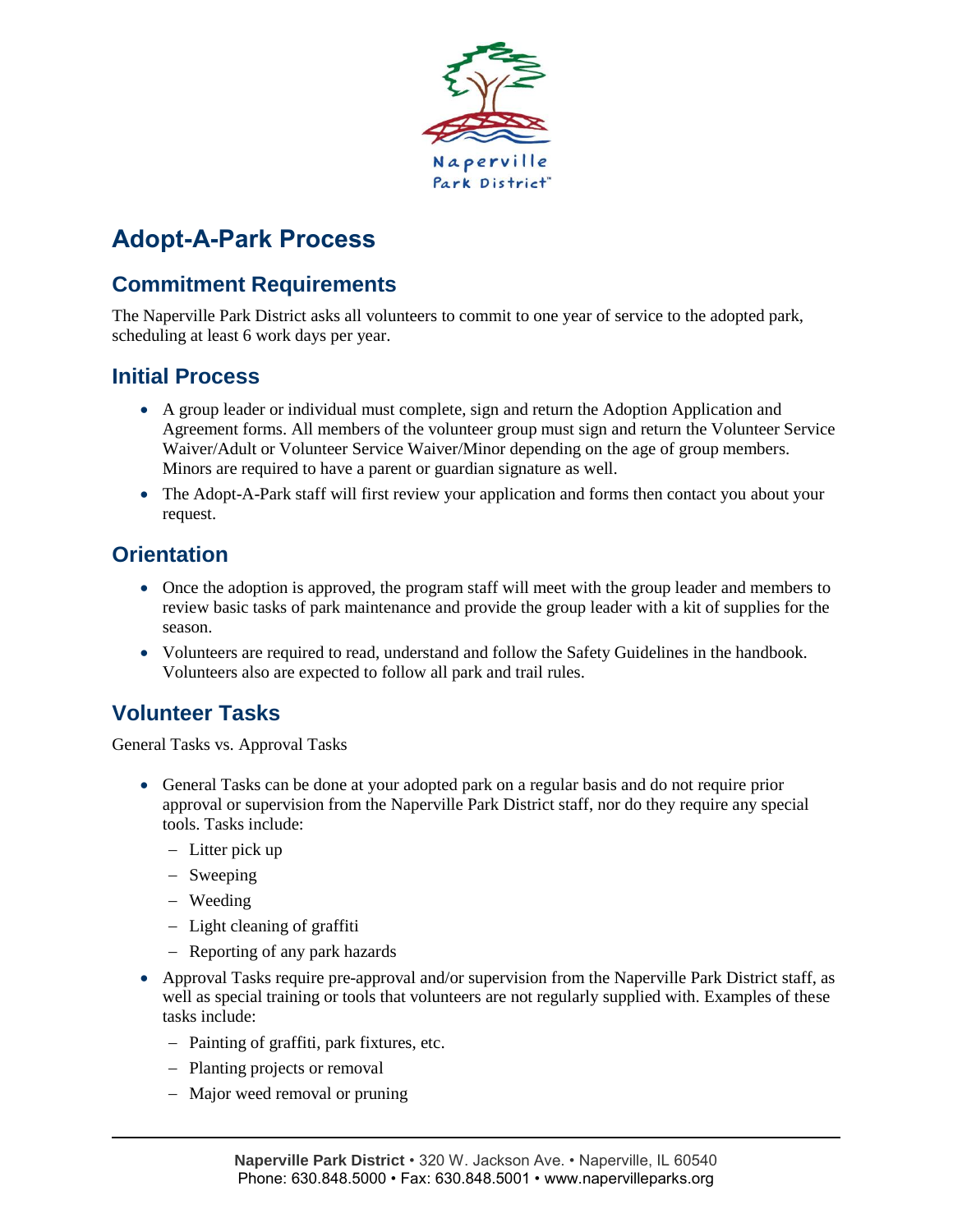# Adopt-A-Park Process

## Commitment Requirements

The Naperville Park District asks all volunteers to commit to one year of service to the adopted park, scheduling at least 6 work days per year.

## Initial Process

- A group leader or individual must complete, sign and return the Adoption Application and Agreement forms. All members of the volunteer group must sign and return the Volunteer Service Waiver/Adult or Volunteer Service Waiver/Minor depending on the age of group members. Minors are required to have a parent or guardian signature as well.
- The Adopt-A-Park staff will first review your application and forms then contact you about your request.

## Orientation

- Once the adoption is approved, the program staff will meet with the group leader and members to review basic tasks of park maintenance and provide the group leader with a kit of supplies for the season.
- Volunteers are required to read, understand and follow the Safety Guidelines in the handbook. Volunteers also are expected to follow all park and trail rules.

## Volunteer Tasks

General Tasks vs. Approval Tasks

- General Tasks can be done at your adopted park on a regular basis and do not require prior approval or supervision from the Naperville Park District staff, nor do they require any special tools. Tasks include:
  - Litter pick up
  - Sweeping
  - Weeding
  - Light cleaning of graffiti
  - Reporting of any park hazards
- Approval Tasks require pre-approval and/or supervision from the Naperville Park District staff, as well as special training or tools that volunteers are not regularly supplied with. Examples of these tasks include:
  - Painting of graffiti, park fixtures, etc.
  - Planting projects or removal
  - Major weed removal or pruning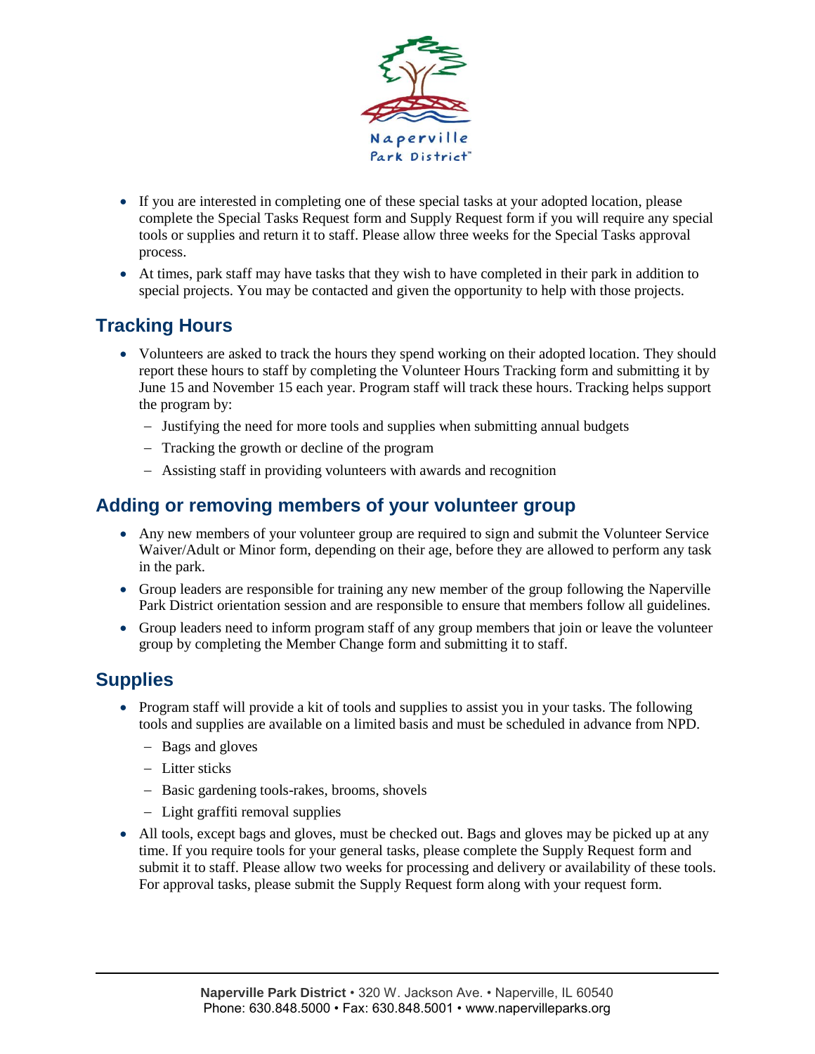- If you are interested in completing one of these special tasks at your adopted location, please complete the Special Tasks Request form and Supply Request form if you will require any special tools or supplies and return it to staff. Please allow three weeks for the Special Tasks approval process.
- At times, park staff may have tasks that they wish to have completed in their park in addition to special projects. You may be contacted and given the opportunity to help with those projects.

## Tracking Hours

- Volunteers are asked to track the hours they spend working on their adopted location. They should report these hours to staff by completing the Volunteer Hours Tracking form and submitting it by June 15 and November 15 each year. Program staff will track these hours. Tracking helps support the program by:
  - Justifying the need for more tools and supplies when submitting annual budgets
  - Tracking the growth or decline of the program
  - Assisting staff in providing volunteers with awards and recognition

## Adding or removing members of your volunteer group

- Any new members of your volunteer group are required to sign and submit the Volunteer Service Waiver/Adult or Minor form, depending on their age, before they are allowed to perform any task in the park.
- Group leaders are responsible for training any new member of the group following the Naperville Park District orientation session and are responsible to ensure that members follow all guidelines.
- Group leaders need to inform program staff of any group members that join or leave the volunteer group by completing the Member Change form and submitting it to staff.

## Supplies

- Program staff will provide a kit of tools and supplies to assist you in your tasks. The following tools and supplies are available on a limited basis and must be scheduled in advance from NPD.
  - Bags and gloves
  - Litter sticks
  - Basic gardening tools-rakes, brooms, shovels
  - Light graffiti removal supplies
- All tools, except bags and gloves, must be checked out. Bags and gloves may be picked up at any time. If you require tools for your general tasks, please complete the Supply Request form and submit it to staff. Please allow two weeks for processing and delivery or availability of these tools. For approval tasks, please submit the Supply Request form along with your request form.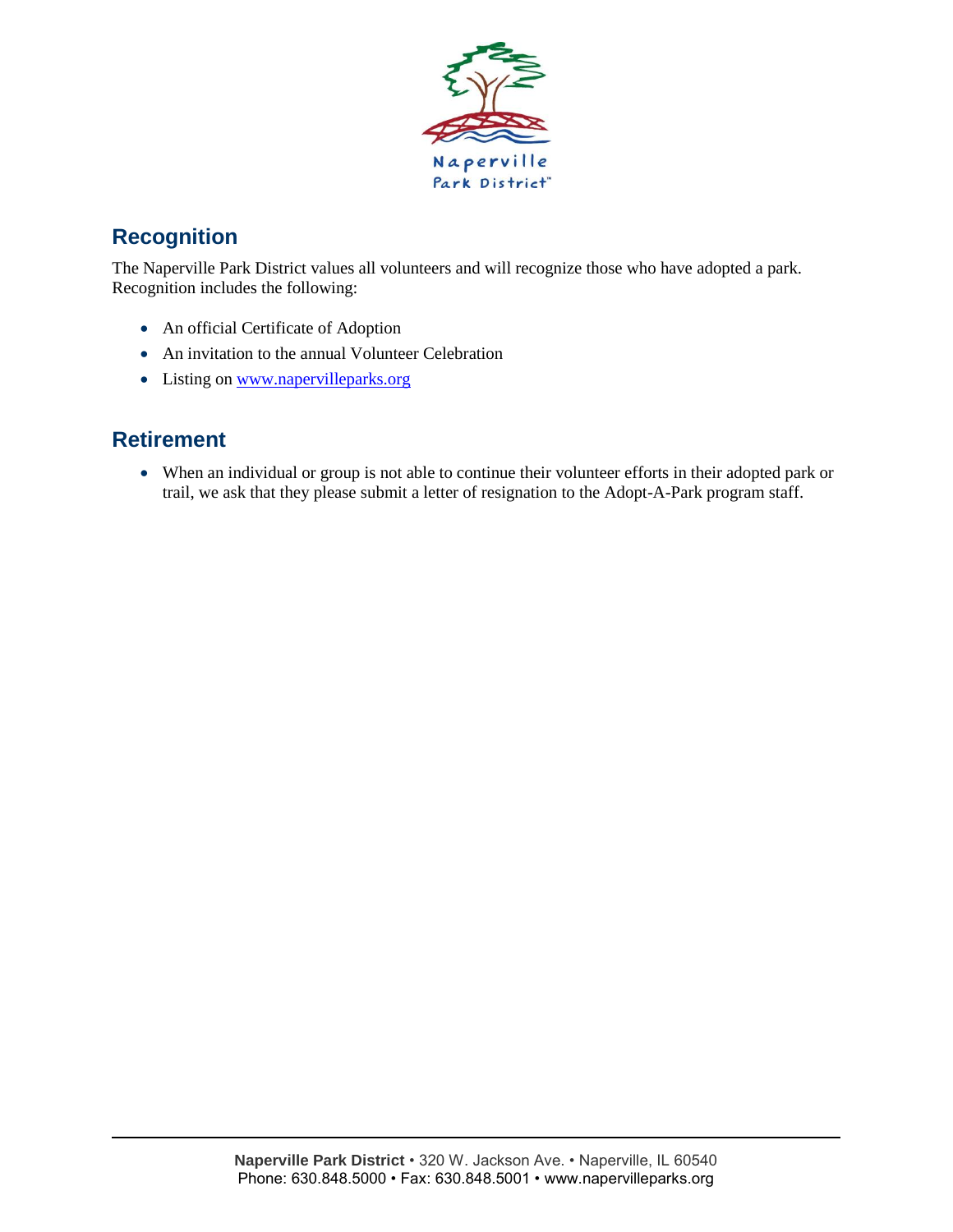## Recognition

The Naperville Park District values all volunteers and will recognize those who have adopted a park. Recognition includes the following:

- An official Certificate of Adoption
- An invitation to the annual Volunteer Celebration
- Listing on www.napervilleparks.org

## Retirement

- When an individual or group is not able to continue their volunteer efforts in their adopted park or trail, we ask that they please submit a letter of resignation to the Adopt-A-Park program staff.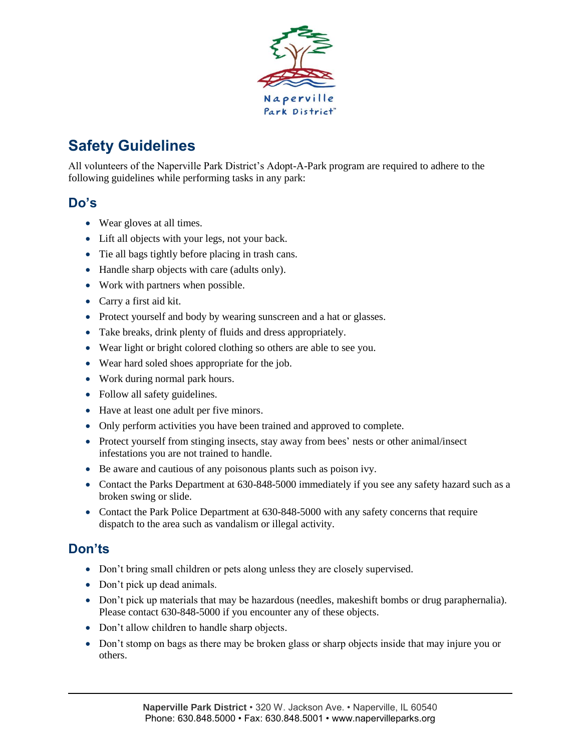# Safety Guidelines

All volunteers of the Naperville Park District's Adopt-A-Park program are required to adhere to the following guidelines while performing tasks in any park:

## Do's

- Wear gloves at all times.
- Lift all objects with your legs, not your back.
- Tie all bags tightly before placing in trash cans.
- Handle sharp objects with care (adults only).
- Work with partners when possible.
- Carry a first aid kit.
- Protect yourself and body by wearing sunscreen and a hat or glasses.
- Take breaks, drink plenty of fluids and dress appropriately.
- Wear light or bright colored clothing so others are able to see you.
- Wear hard soled shoes appropriate for the job.
- Work during normal park hours.
- Follow all safety guidelines.
- Have at least one adult per five minors.
- Only perform activities you have been trained and approved to complete.
- Protect yourself from stinging insects, stay away from bees' nests or other animal/insect infestations you are not trained to handle.
- Be aware and cautious of any poisonous plants such as poison ivy.
- Contact the Parks Department at 630-848-5000 immediately if you see any safety hazard such as a broken swing or slide.
- Contact the Park Police Department at 630-848-5000 with any safety concerns that require dispatch to the area such as vandalism or illegal activity.

## Don'ts

- Don't bring small children or pets along unless they are closely supervised.
- Don't pick up dead animals.
- Don't pick up materials that may be hazardous (needles, makeshift bombs or drug paraphernalia). Please contact 630-848-5000 if you encounter any of these objects.
- Don't allow children to handle sharp objects.
- Don't stomp on bags as there may be broken glass or sharp objects inside that may injure you or others.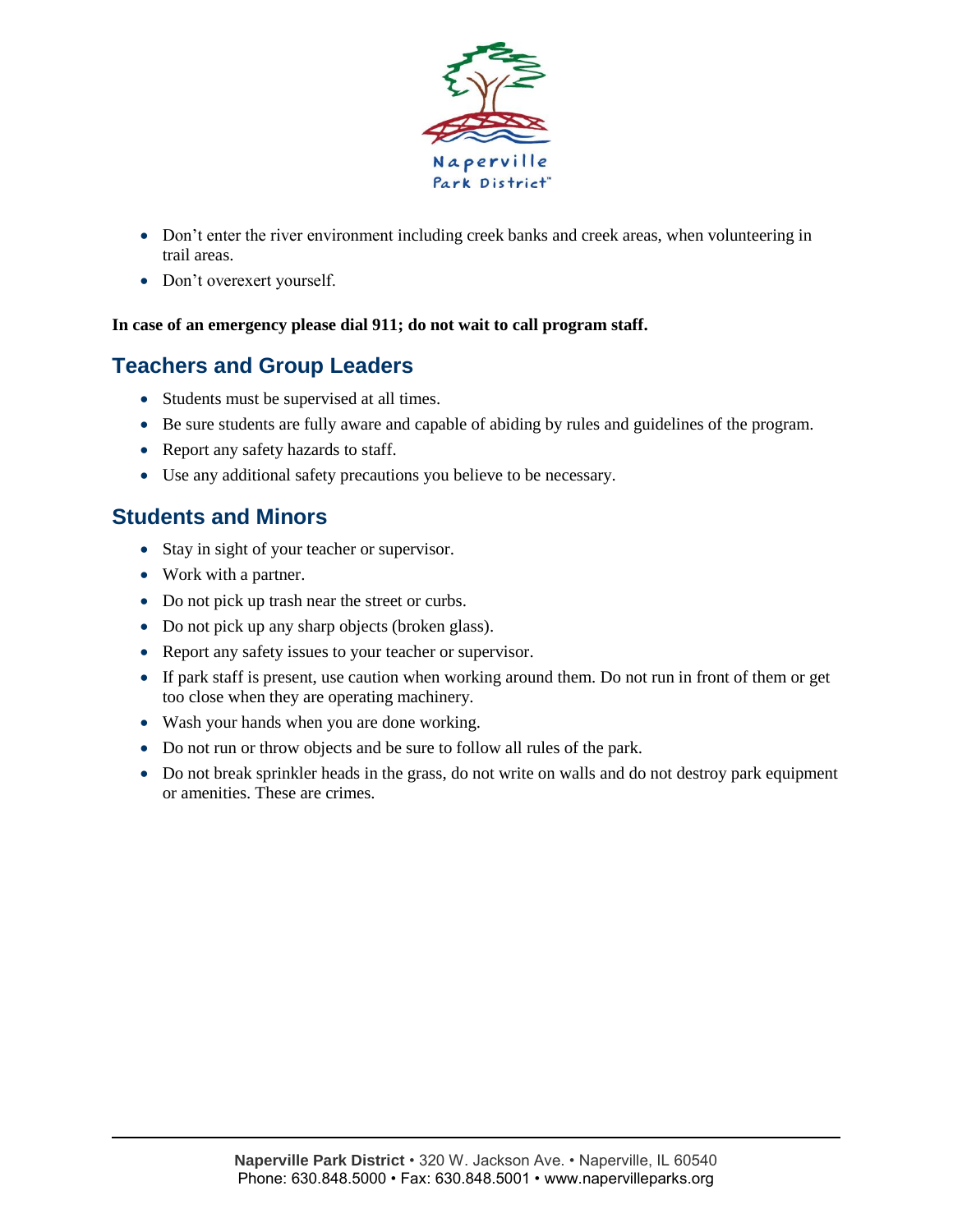- Don't enter the river environment including creek banks and creek areas, when volunteering in trail areas.
- Don't overexert yourself.

**In case of an emergency please dial 911; do not wait to call program staff.**

## Teachers and Group Leaders

- Students must be supervised at all times.
- Be sure students are fully aware and capable of abiding by rules and guidelines of the program.
- Report any safety hazards to staff.
- Use any additional safety precautions you believe to be necessary.

## Students and Minors

- Stay in sight of your teacher or supervisor.
- Work with a partner.
- Do not pick up trash near the street or curbs.
- Do not pick up any sharp objects (broken glass).
- Report any safety issues to your teacher or supervisor.
- If park staff is present, use caution when working around them. Do not run in front of them or get too close when they are operating machinery.
- Wash your hands when you are done working.
- Do not run or throw objects and be sure to follow all rules of the park.
- Do not break sprinkler heads in the grass, do not write on walls and do not destroy park equipment or amenities. These are crimes.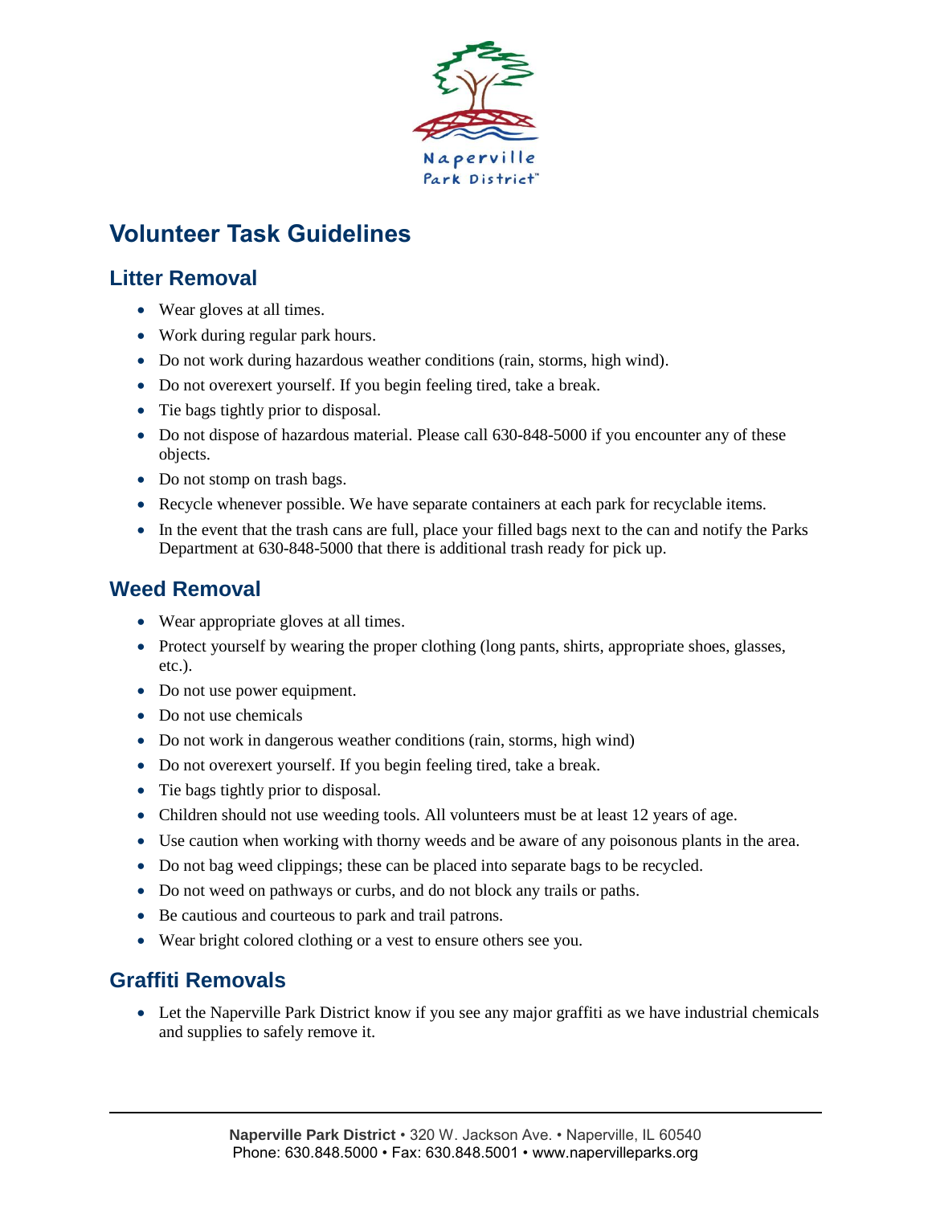# Volunteer Task Guidelines

## Litter Removal

- Wear gloves at all times.
- Work during regular park hours.
- Do not work during hazardous weather conditions (rain, storms, high wind).
- Do not overexert yourself. If you begin feeling tired, take a break.
- Tie bags tightly prior to disposal.
- Do not dispose of hazardous material. Please call 630-848-5000 if you encounter any of these objects.
- Do not stomp on trash bags.
- Recycle whenever possible. We have separate containers at each park for recyclable items.
- In the event that the trash cans are full, place your filled bags next to the can and notify the Parks Department at 630-848-5000 that there is additional trash ready for pick up.

## Weed Removal

- Wear appropriate gloves at all times.
- Protect yourself by wearing the proper clothing (long pants, shirts, appropriate shoes, glasses, etc.).
- Do not use power equipment.
- Do not use chemicals
- Do not work in dangerous weather conditions (rain, storms, high wind)
- Do not overexert yourself. If you begin feeling tired, take a break.
- Tie bags tightly prior to disposal.
- Children should not use weeding tools. All volunteers must be at least 12 years of age.
- Use caution when working with thorny weeds and be aware of any poisonous plants in the area.
- Do not bag weed clippings; these can be placed into separate bags to be recycled.
- Do not weed on pathways or curbs, and do not block any trails or paths.
- Be cautious and courteous to park and trail patrons.
- Wear bright colored clothing or a vest to ensure others see you.

## Graffiti Removals

- Let the Naperville Park District know if you see any major graffiti as we have industrial chemicals and supplies to safely remove it.

**Naperville Park District** • 320 W. Jackson Ave. • Naperville, IL 60540
Phone: 630.848.5000 • Fax: 630.848.5001 • www.napervilleparks.org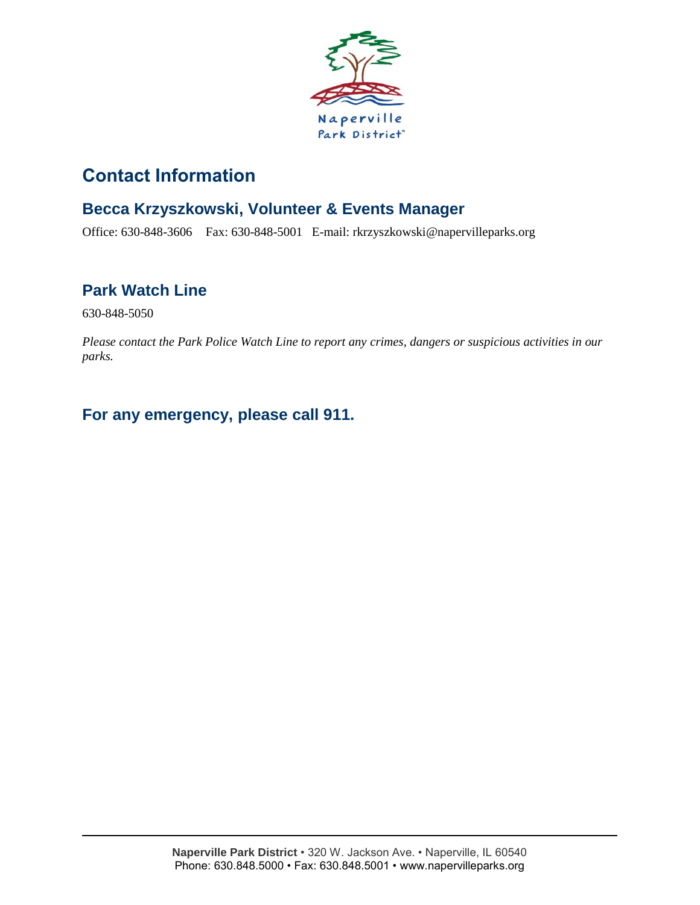## Contact Information

### Becca Krzyszkowski, Volunteer & Events Manager

Office: 630-848-3606 Fax: 630-848-5001 E-mail: rkrzyszkowski@napervilleparks.org

### Park Watch Line

630-848-5050

*Please contact the Park Police Watch Line to report any crimes, dangers or suspicious activities in our parks.*

### For any emergency, please call 911.

**Naperville Park District** • 320 W. Jackson Ave. • Naperville, IL 60540
Phone: 630.848.5000 • Fax: 630.848.5001 • www.napervilleparks.org